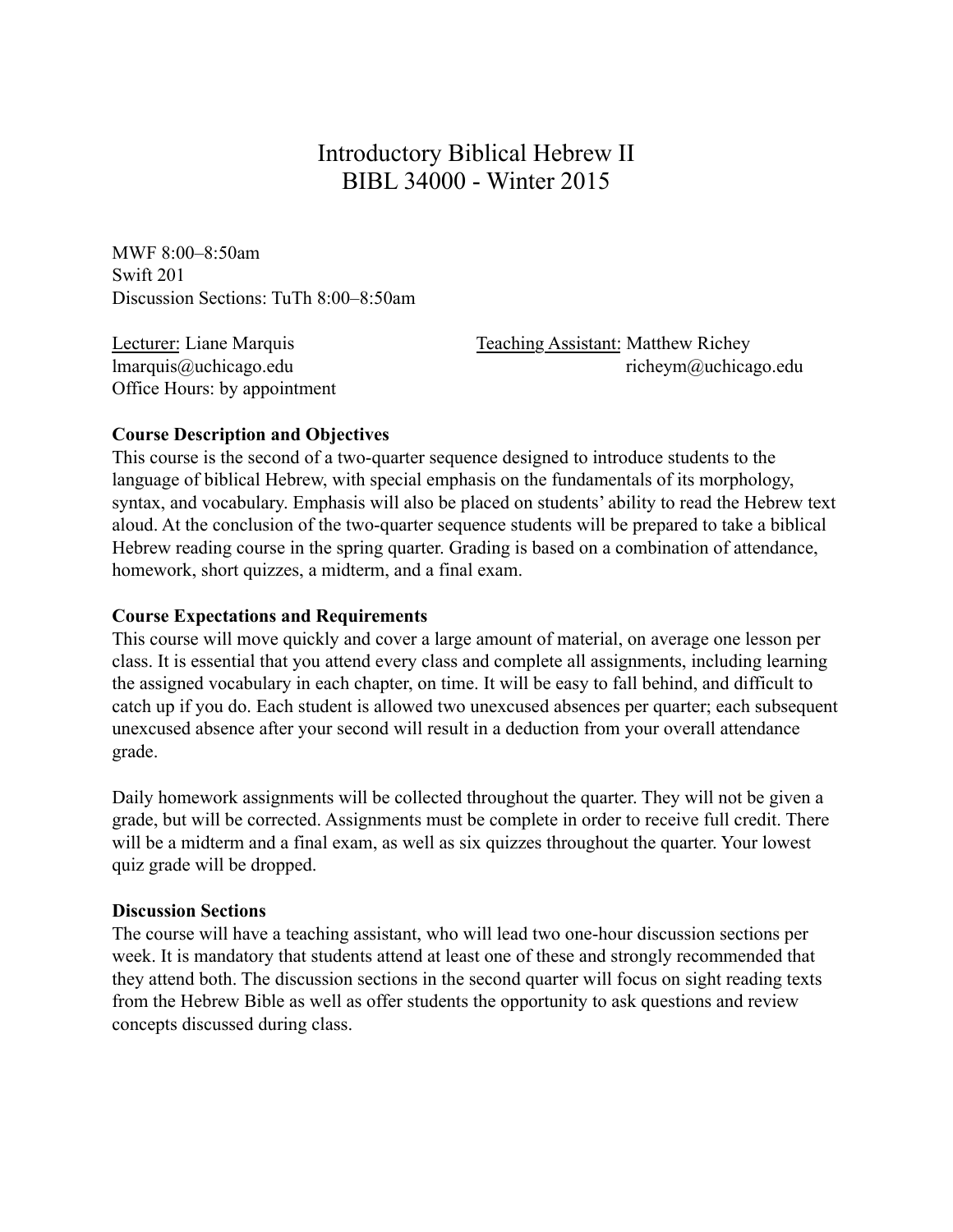# Introductory Biblical Hebrew II
# BIBL 34000 - Winter 2015

MWF 8:00–8:50am
Swift 201
Discussion Sections: TuTh 8:00–8:50am

Lecturer: Liane Marquis
lmarquis@uchicago.edu
Office Hours: by appointment

Teaching Assistant: Matthew Richey
richeym@uchicago.edu

**Course Description and Objectives**

This course is the second of a two-quarter sequence designed to introduce students to the language of biblical Hebrew, with special emphasis on the fundamentals of its morphology, syntax, and vocabulary. Emphasis will also be placed on students' ability to read the Hebrew text aloud. At the conclusion of the two-quarter sequence students will be prepared to take a biblical Hebrew reading course in the spring quarter. Grading is based on a combination of attendance, homework, short quizzes, a midterm, and a final exam.

**Course Expectations and Requirements**

This course will move quickly and cover a large amount of material, on average one lesson per class. It is essential that you attend every class and complete all assignments, including learning the assigned vocabulary in each chapter, on time. It will be easy to fall behind, and difficult to catch up if you do. Each student is allowed two unexcused absences per quarter; each subsequent unexcused absence after your second will result in a deduction from your overall attendance grade.

Daily homework assignments will be collected throughout the quarter. They will not be given a grade, but will be corrected. Assignments must be complete in order to receive full credit. There will be a midterm and a final exam, as well as six quizzes throughout the quarter. Your lowest quiz grade will be dropped.

**Discussion Sections**

The course will have a teaching assistant, who will lead two one-hour discussion sections per week. It is mandatory that students attend at least one of these and strongly recommended that they attend both. The discussion sections in the second quarter will focus on sight reading texts from the Hebrew Bible as well as offer students the opportunity to ask questions and review concepts discussed during class.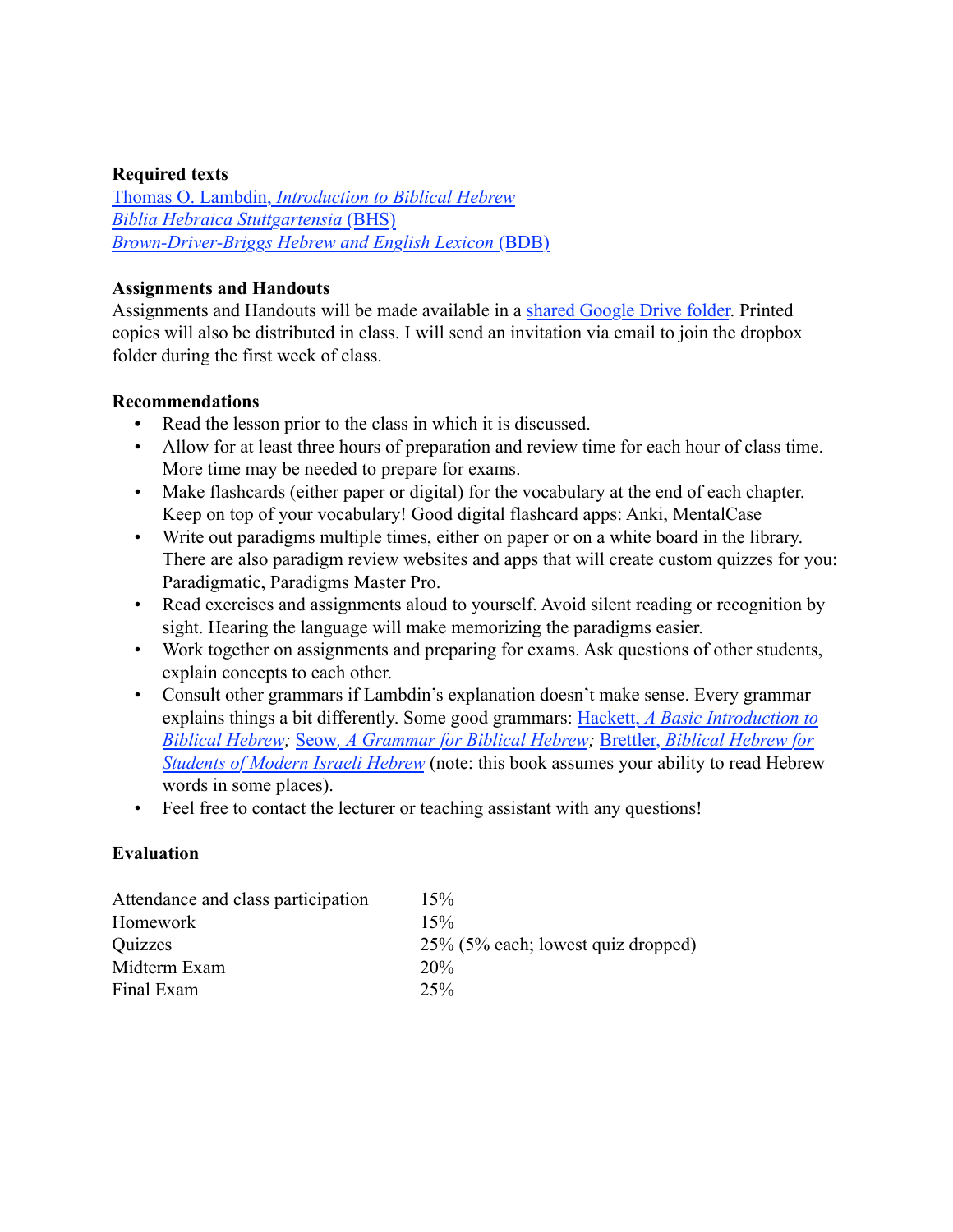**Required texts**

Thomas O. Lambdin, *Introduction to Biblical Hebrew*
*Biblia Hebraica Stuttgartensia* (BHS)
*Brown-Driver-Briggs Hebrew and English Lexicon* (BDB)

**Assignments and Handouts**

Assignments and Handouts will be made available in a shared Google Drive folder. Printed copies will also be distributed in class. I will send an invitation via email to join the dropbox folder during the first week of class.

**Recommendations**

- Read the lesson prior to the class in which it is discussed.
- Allow for at least three hours of preparation and review time for each hour of class time. More time may be needed to prepare for exams.
- Make flashcards (either paper or digital) for the vocabulary at the end of each chapter. Keep on top of your vocabulary! Good digital flashcard apps: Anki, MentalCase
- Write out paradigms multiple times, either on paper or on a white board in the library. There are also paradigm review websites and apps that will create custom quizzes for you: Paradigmatic, Paradigms Master Pro.
- Read exercises and assignments aloud to yourself. Avoid silent reading or recognition by sight. Hearing the language will make memorizing the paradigms easier.
- Work together on assignments and preparing for exams. Ask questions of other students, explain concepts to each other.
- Consult other grammars if Lambdin's explanation doesn't make sense. Every grammar explains things a bit differently. Some good grammars: Hackett, *A Basic Introduction to Biblical Hebrew*; Seow, *A Grammar for Biblical Hebrew*; Brettler, *Biblical Hebrew for Students of Modern Israeli Hebrew* (note: this book assumes your ability to read Hebrew words in some places).
- Feel free to contact the lecturer or teaching assistant with any questions!

**Evaluation**

| | |
|---|---|
| Attendance and class participation | 15% |
| Homework | 15% |
| Quizzes | 25% (5% each; lowest quiz dropped) |
| Midterm Exam | 20% |
| Final Exam | 25% |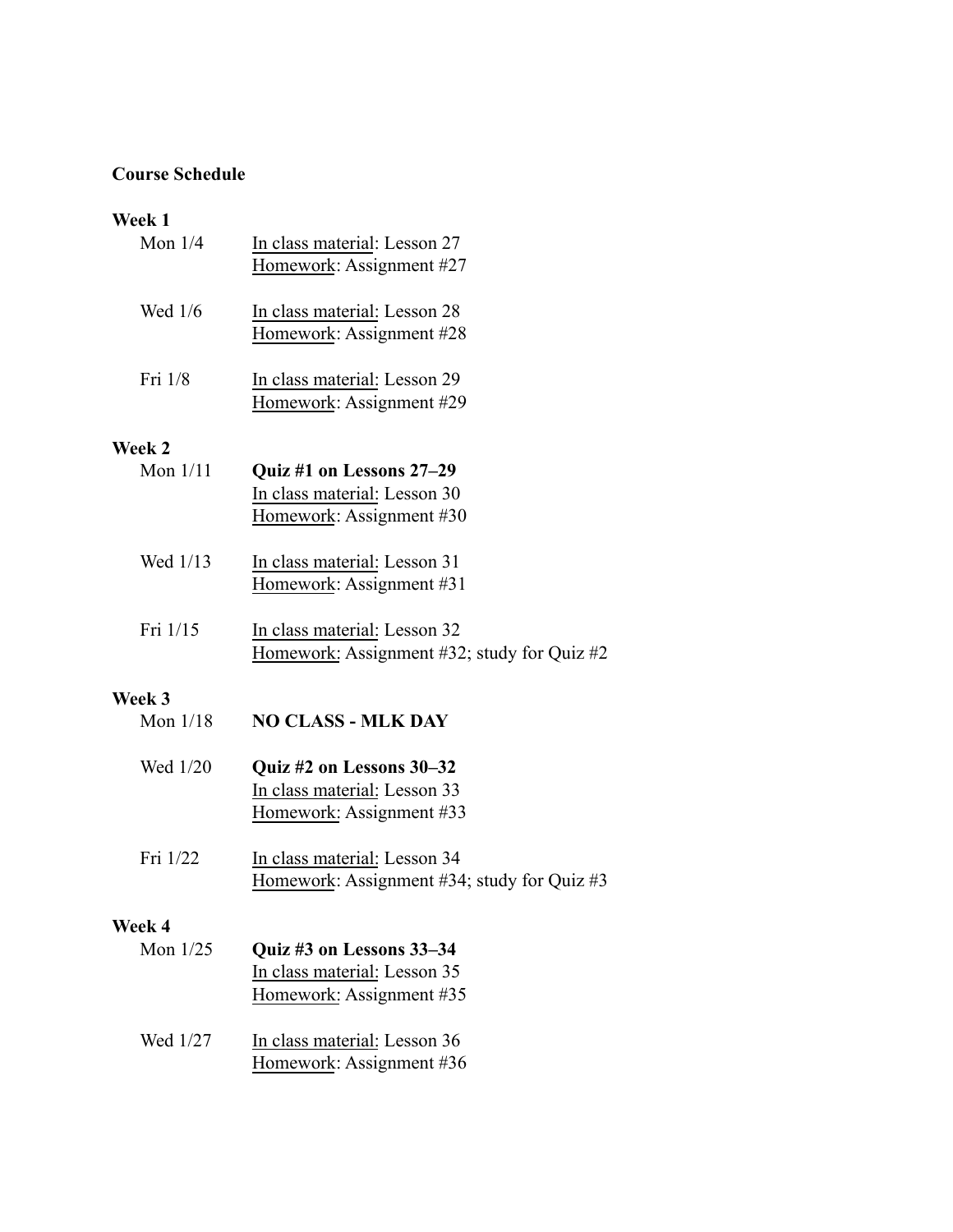**Course Schedule**

**Week 1**

Mon 1/4
- In class material: Lesson 27
- Homework: Assignment #27

Wed 1/6
- In class material: Lesson 28
- Homework: Assignment #28

Fri 1/8
- In class material: Lesson 29
- Homework: Assignment #29

**Week 2**

Mon 1/11
- **Quiz #1 on Lessons 27–29**
- In class material: Lesson 30
- Homework: Assignment #30

Wed 1/13
- In class material: Lesson 31
- Homework: Assignment #31

Fri 1/15
- In class material: Lesson 32
- Homework: Assignment #32; study for Quiz #2

**Week 3**

Mon 1/18
- **NO CLASS - MLK DAY**

Wed 1/20
- **Quiz #2 on Lessons 30–32**
- In class material: Lesson 33
- Homework: Assignment #33

Fri 1/22
- In class material: Lesson 34
- Homework: Assignment #34; study for Quiz #3

**Week 4**

Mon 1/25
- **Quiz #3 on Lessons 33–34**
- In class material: Lesson 35
- Homework: Assignment #35

Wed 1/27
- In class material: Lesson 36
- Homework: Assignment #36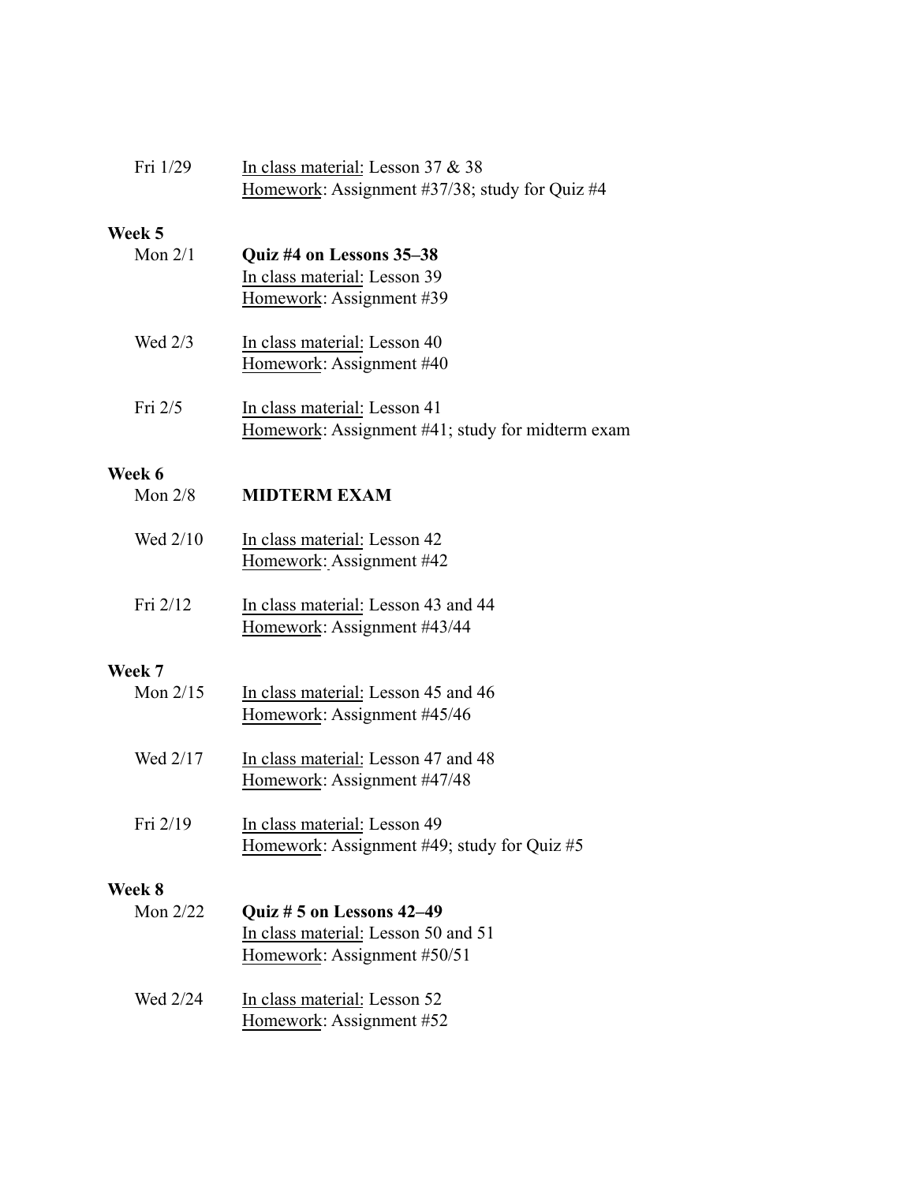Fri 1/29 &nbsp;&nbsp; In class material: Lesson 37 & 38
Homework: Assignment #37/38; study for Quiz #4

**Week 5**

Mon 2/1 &nbsp;&nbsp; **Quiz #4 on Lessons 35–38**
In class material: Lesson 39
Homework: Assignment #39

Wed 2/3 &nbsp;&nbsp; In class material: Lesson 40
Homework: Assignment #40

Fri 2/5 &nbsp;&nbsp; In class material: Lesson 41
Homework: Assignment #41; study for midterm exam

**Week 6**

Mon 2/8 &nbsp;&nbsp; **MIDTERM EXAM**

Wed 2/10 &nbsp;&nbsp; In class material: Lesson 42
Homework: Assignment #42

Fri 2/12 &nbsp;&nbsp; In class material: Lesson 43 and 44
Homework: Assignment #43/44

**Week 7**

Mon 2/15 &nbsp;&nbsp; In class material: Lesson 45 and 46
Homework: Assignment #45/46

Wed 2/17 &nbsp;&nbsp; In class material: Lesson 47 and 48
Homework: Assignment #47/48

Fri 2/19 &nbsp;&nbsp; In class material: Lesson 49
Homework: Assignment #49; study for Quiz #5

**Week 8**

Mon 2/22 &nbsp;&nbsp; **Quiz # 5 on Lessons 42–49**
In class material: Lesson 50 and 51
Homework: Assignment #50/51

Wed 2/24 &nbsp;&nbsp; In class material: Lesson 52
Homework: Assignment #52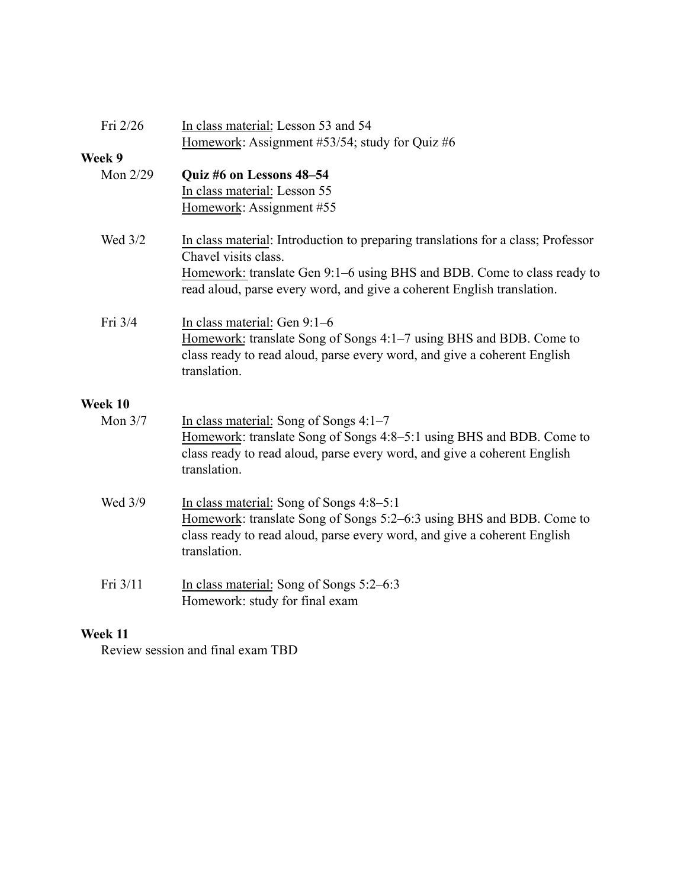Fri 2/26 — <u>In class material:</u> Lesson 53 and 54
<u>Homework</u>: Assignment #53/54; study for Quiz #6

**Week 9**

Mon 2/29 — **Quiz #6 on Lessons 48–54**
<u>In class material:</u> Lesson 55
<u>Homework</u>: Assignment #55

Wed 3/2 — <u>In class material</u>: Introduction to preparing translations for a class; Professor Chavel visits class.
<u>Homework:</u> translate Gen 9:1–6 using BHS and BDB. Come to class ready to read aloud, parse every word, and give a coherent English translation.

Fri 3/4 — <u>In class material:</u> Gen 9:1–6
<u>Homework</u>: translate Song of Songs 4:1–7 using BHS and BDB. Come to class ready to read aloud, parse every word, and give a coherent English translation.

**Week 10**

Mon 3/7 — <u>In class material:</u> Song of Songs 4:1–7
<u>Homework</u>: translate Song of Songs 4:8–5:1 using BHS and BDB. Come to class ready to read aloud, parse every word, and give a coherent English translation.

Wed 3/9 — <u>In class material:</u> Song of Songs 4:8–5:1
<u>Homework</u>: translate Song of Songs 5:2–6:3 using BHS and BDB. Come to class ready to read aloud, parse every word, and give a coherent English translation.

Fri 3/11 — <u>In class material:</u> Song of Songs 5:2–6:3
Homework: study for final exam

**Week 11**

Review session and final exam TBD